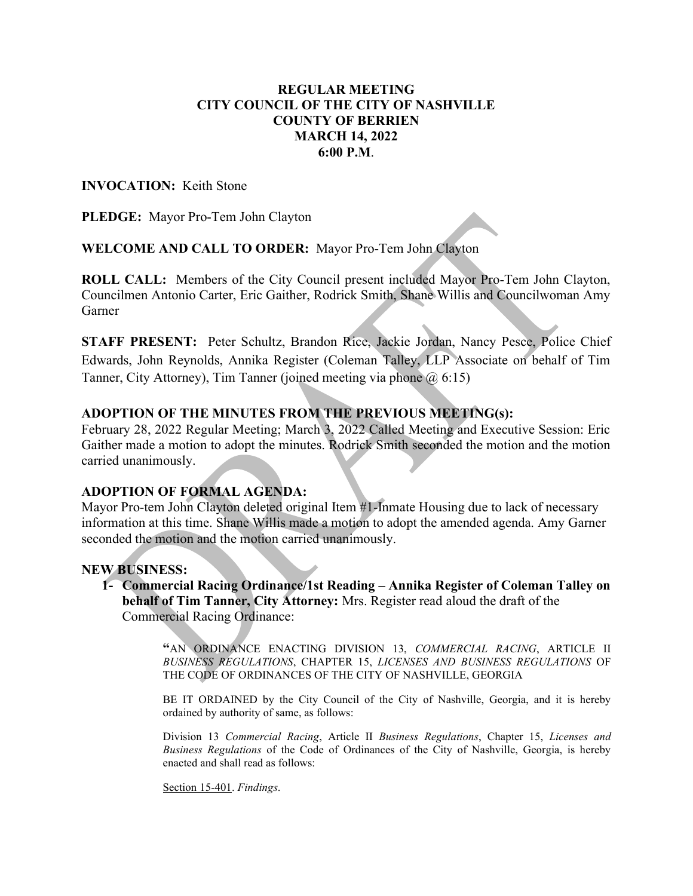**REGULAR MEETING**
**CITY COUNCIL OF THE CITY OF NASHVILLE**
**COUNTY OF BERRIEN**
**MARCH 14, 2022**
**6:00 P.M**.

**INVOCATION:** Keith Stone

**PLEDGE:** Mayor Pro-Tem John Clayton

**WELCOME AND CALL TO ORDER:** Mayor Pro-Tem John Clayton

**ROLL CALL:** Members of the City Council present included Mayor Pro-Tem John Clayton, Councilmen Antonio Carter, Eric Gaither, Rodrick Smith, Shane Willis and Councilwoman Amy Garner

**STAFF PRESENT:** Peter Schultz, Brandon Rice, Jackie Jordan, Nancy Pesce, Police Chief Edwards, John Reynolds, Annika Register (Coleman Talley, LLP Associate on behalf of Tim Tanner, City Attorney), Tim Tanner (joined meeting via phone @ 6:15)

**ADOPTION OF THE MINUTES FROM THE PREVIOUS MEETING(s):**

February 28, 2022 Regular Meeting; March 3, 2022 Called Meeting and Executive Session: Eric Gaither made a motion to adopt the minutes. Rodrick Smith seconded the motion and the motion carried unanimously.

**ADOPTION OF FORMAL AGENDA:**

Mayor Pro-tem John Clayton deleted original Item #1-Inmate Housing due to lack of necessary information at this time. Shane Willis made a motion to adopt the amended agenda. Amy Garner seconded the motion and the motion carried unanimously.

**NEW BUSINESS:**

1- **Commercial Racing Ordinance/1st Reading – Annika Register of Coleman Talley on behalf of Tim Tanner, City Attorney:** Mrs. Register read aloud the draft of the Commercial Racing Ordinance:

> **"**AN ORDINANCE ENACTING DIVISION 13, *COMMERCIAL RACING*, ARTICLE II *BUSINESS REGULATIONS*, CHAPTER 15, *LICENSES AND BUSINESS REGULATIONS* OF THE CODE OF ORDINANCES OF THE CITY OF NASHVILLE, GEORGIA
>
> BE IT ORDAINED by the City Council of the City of Nashville, Georgia, and it is hereby ordained by authority of same, as follows:
>
> Division 13 *Commercial Racing*, Article II *Business Regulations*, Chapter 15, *Licenses and Business Regulations* of the Code of Ordinances of the City of Nashville, Georgia, is hereby enacted and shall read as follows:
>
> Section 15-401. *Findings*.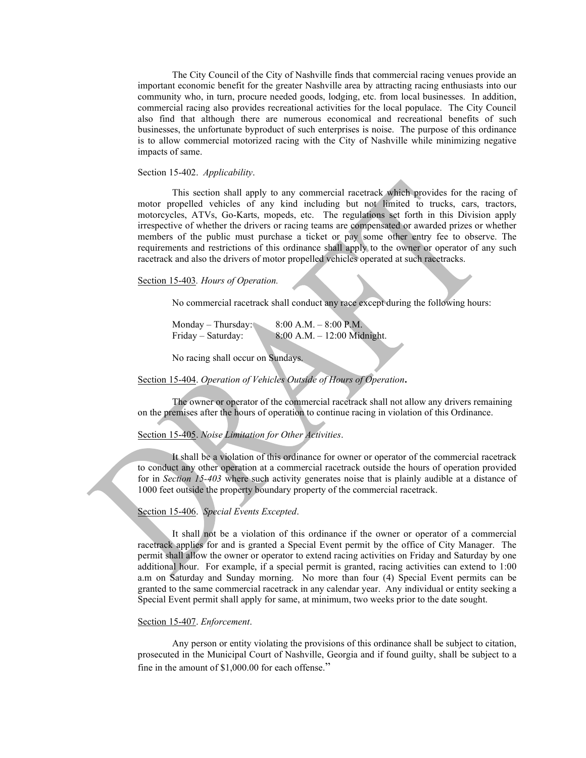The City Council of the City of Nashville finds that commercial racing venues provide an important economic benefit for the greater Nashville area by attracting racing enthusiasts into our community who, in turn, procure needed goods, lodging, etc. from local businesses. In addition, commercial racing also provides recreational activities for the local populace. The City Council also find that although there are numerous economical and recreational benefits of such businesses, the unfortunate byproduct of such enterprises is noise. The purpose of this ordinance is to allow commercial motorized racing with the City of Nashville while minimizing negative impacts of same.

Section 15-402. *Applicability*.

This section shall apply to any commercial racetrack which provides for the racing of motor propelled vehicles of any kind including but not limited to trucks, cars, tractors, motorcycles, ATVs, Go-Karts, mopeds, etc. The regulations set forth in this Division apply irrespective of whether the drivers or racing teams are compensated or awarded prizes or whether members of the public must purchase a ticket or pay some other entry fee to observe. The requirements and restrictions of this ordinance shall apply to the owner or operator of any such racetrack and also the drivers of motor propelled vehicles operated at such racetracks.

Section 15-403. *Hours of Operation.*

No commercial racetrack shall conduct any race except during the following hours:

Monday – Thursday: 8:00 A.M. – 8:00 P.M.
Friday – Saturday: 8:00 A.M. – 12:00 Midnight.

No racing shall occur on Sundays.

Section 15-404. *Operation of Vehicles Outside of Hours of Operation***.**

The owner or operator of the commercial racetrack shall not allow any drivers remaining on the premises after the hours of operation to continue racing in violation of this Ordinance.

Section 15-405. *Noise Limitation for Other Activities*.

It shall be a violation of this ordinance for owner or operator of the commercial racetrack to conduct any other operation at a commercial racetrack outside the hours of operation provided for in *Section 15-403* where such activity generates noise that is plainly audible at a distance of 1000 feet outside the property boundary property of the commercial racetrack.

Section 15-406. *Special Events Excepted*.

It shall not be a violation of this ordinance if the owner or operator of a commercial racetrack applies for and is granted a Special Event permit by the office of City Manager. The permit shall allow the owner or operator to extend racing activities on Friday and Saturday by one additional hour. For example, if a special permit is granted, racing activities can extend to 1:00 a.m on Saturday and Sunday morning. No more than four (4) Special Event permits can be granted to the same commercial racetrack in any calendar year. Any individual or entity seeking a Special Event permit shall apply for same, at minimum, two weeks prior to the date sought.

Section 15-407. *Enforcement*.

Any person or entity violating the provisions of this ordinance shall be subject to citation, prosecuted in the Municipal Court of Nashville, Georgia and if found guilty, shall be subject to a fine in the amount of $1,000.00 for each offense."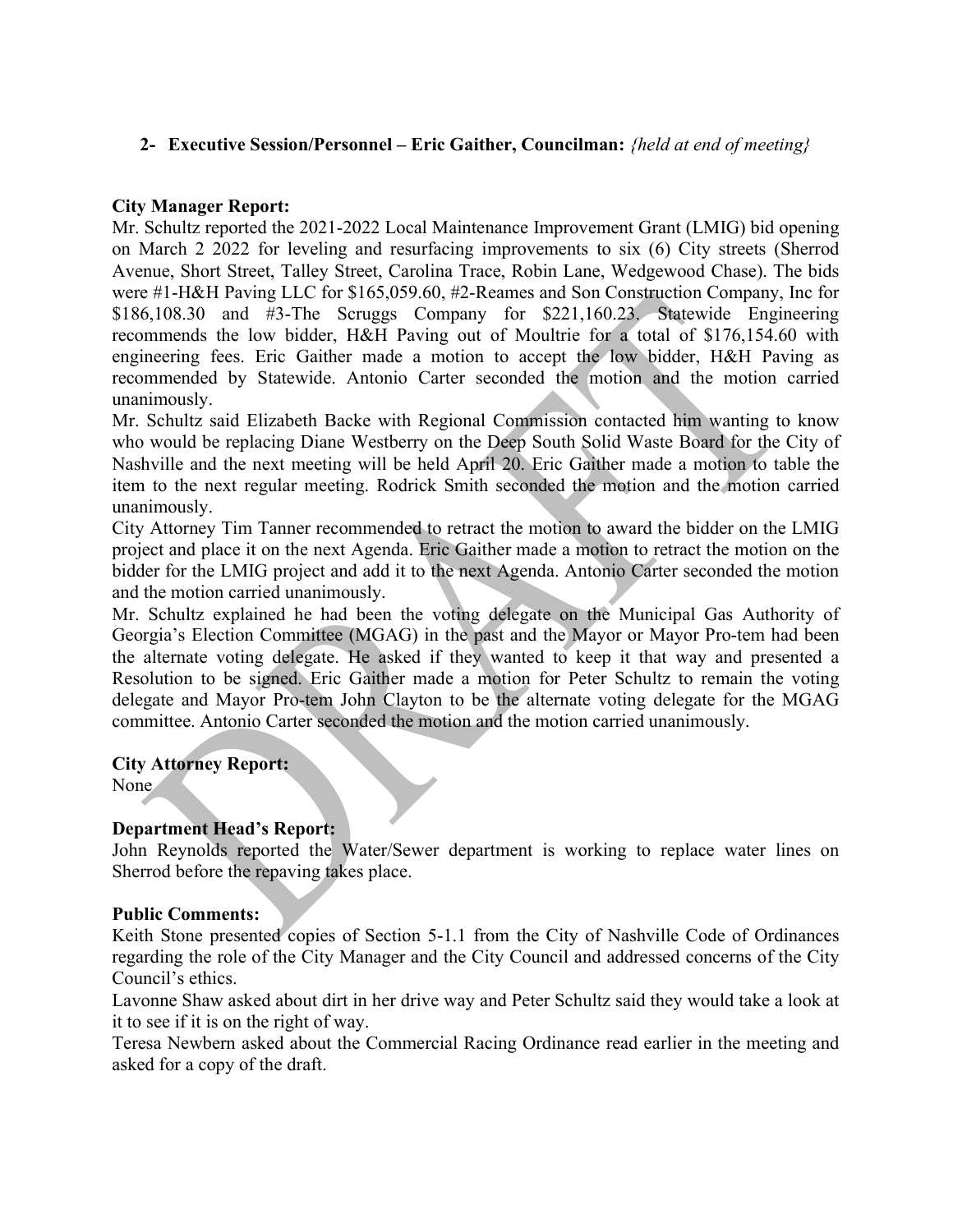**2- Executive Session/Personnel – Eric Gaither, Councilman:** *{held at end of meeting}*

**City Manager Report:**

Mr. Schultz reported the 2021-2022 Local Maintenance Improvement Grant (LMIG) bid opening on March 2 2022 for leveling and resurfacing improvements to six (6) City streets (Sherrod Avenue, Short Street, Talley Street, Carolina Trace, Robin Lane, Wedgewood Chase). The bids were #1-H&H Paving LLC for $165,059.60, #2-Reames and Son Construction Company, Inc for $186,108.30 and #3-The Scruggs Company for $221,160.23. Statewide Engineering recommends the low bidder, H&H Paving out of Moultrie for a total of $176,154.60 with engineering fees. Eric Gaither made a motion to accept the low bidder, H&H Paving as recommended by Statewide. Antonio Carter seconded the motion and the motion carried unanimously.

Mr. Schultz said Elizabeth Backe with Regional Commission contacted him wanting to know who would be replacing Diane Westberry on the Deep South Solid Waste Board for the City of Nashville and the next meeting will be held April 20. Eric Gaither made a motion to table the item to the next regular meeting. Rodrick Smith seconded the motion and the motion carried unanimously.

City Attorney Tim Tanner recommended to retract the motion to award the bidder on the LMIG project and place it on the next Agenda. Eric Gaither made a motion to retract the motion on the bidder for the LMIG project and add it to the next Agenda. Antonio Carter seconded the motion and the motion carried unanimously.

Mr. Schultz explained he had been the voting delegate on the Municipal Gas Authority of Georgia's Election Committee (MGAG) in the past and the Mayor or Mayor Pro-tem had been the alternate voting delegate. He asked if they wanted to keep it that way and presented a Resolution to be signed. Eric Gaither made a motion for Peter Schultz to remain the voting delegate and Mayor Pro-tem John Clayton to be the alternate voting delegate for the MGAG committee. Antonio Carter seconded the motion and the motion carried unanimously.

**City Attorney Report:**

None

**Department Head's Report:**

John Reynolds reported the Water/Sewer department is working to replace water lines on Sherrod before the repaving takes place.

**Public Comments:**

Keith Stone presented copies of Section 5-1.1 from the City of Nashville Code of Ordinances regarding the role of the City Manager and the City Council and addressed concerns of the City Council's ethics.

Lavonne Shaw asked about dirt in her drive way and Peter Schultz said they would take a look at it to see if it is on the right of way.

Teresa Newbern asked about the Commercial Racing Ordinance read earlier in the meeting and asked for a copy of the draft.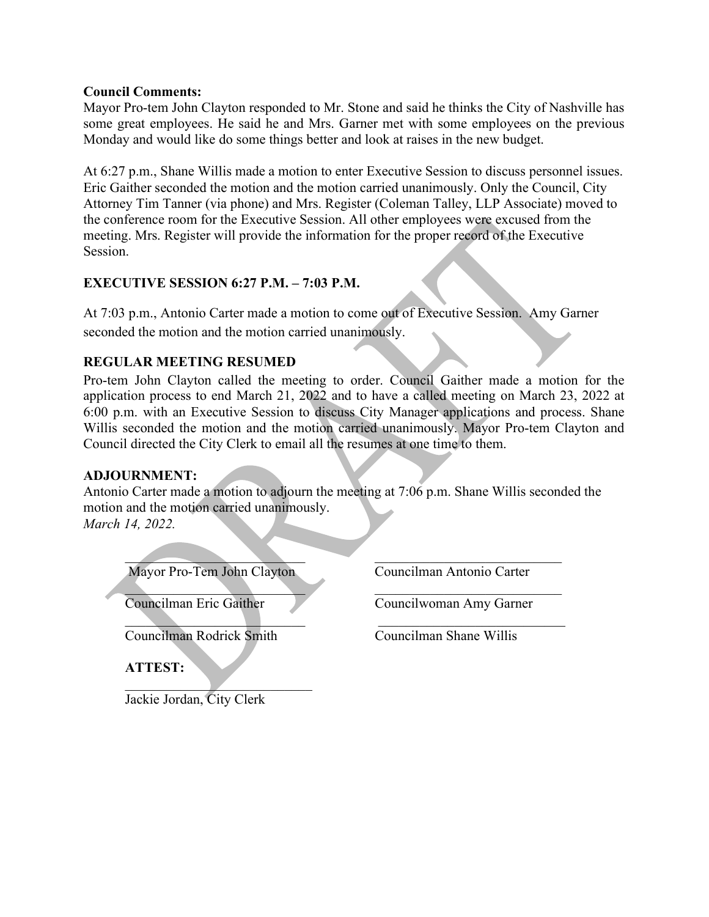**Council Comments:**
Mayor Pro-tem John Clayton responded to Mr. Stone and said he thinks the City of Nashville has some great employees. He said he and Mrs. Garner met with some employees on the previous Monday and would like do some things better and look at raises in the new budget.

At 6:27 p.m., Shane Willis made a motion to enter Executive Session to discuss personnel issues. Eric Gaither seconded the motion and the motion carried unanimously. Only the Council, City Attorney Tim Tanner (via phone) and Mrs. Register (Coleman Talley, LLP Associate) moved to the conference room for the Executive Session. All other employees were excused from the meeting. Mrs. Register will provide the information for the proper record of the Executive Session.

**EXECUTIVE SESSION 6:27 P.M. – 7:03 P.M.**

At 7:03 p.m., Antonio Carter made a motion to come out of Executive Session. Amy Garner seconded the motion and the motion carried unanimously.

**REGULAR MEETING RESUMED**
Pro-tem John Clayton called the meeting to order. Council Gaither made a motion for the application process to end March 21, 2022 and to have a called meeting on March 23, 2022 at 6:00 p.m. with an Executive Session to discuss City Manager applications and process. Shane Willis seconded the motion and the motion carried unanimously. Mayor Pro-tem Clayton and Council directed the City Clerk to email all the resumes at one time to them.

**ADJOURNMENT:**
Antonio Carter made a motion to adjourn the meeting at 7:06 p.m. Shane Willis seconded the motion and the motion carried unanimously.
*March 14, 2022.*

\_\_\_\_\_\_\_\_\_\_\_\_\_\_\_\_\_\_\_\_\_\_\_\_\_\_\_\_
Mayor Pro-Tem John Clayton

\_\_\_\_\_\_\_\_\_\_\_\_\_\_\_\_\_\_\_\_\_\_\_\_\_\_\_\_
Councilman Antonio Carter

\_\_\_\_\_\_\_\_\_\_\_\_\_\_\_\_\_\_\_\_\_\_\_\_\_\_\_\_
Councilman Eric Gaither

\_\_\_\_\_\_\_\_\_\_\_\_\_\_\_\_\_\_\_\_\_\_\_\_\_\_\_\_
Councilwoman Amy Garner

\_\_\_\_\_\_\_\_\_\_\_\_\_\_\_\_\_\_\_\_\_\_\_\_\_\_\_\_
Councilman Rodrick Smith

\_\_\_\_\_\_\_\_\_\_\_\_\_\_\_\_\_\_\_\_\_\_\_\_\_\_\_\_
Councilman Shane Willis

**ATTEST:**

\_\_\_\_\_\_\_\_\_\_\_\_\_\_\_\_\_\_\_\_\_\_\_\_\_\_\_\_
Jackie Jordan, City Clerk

DRAFT